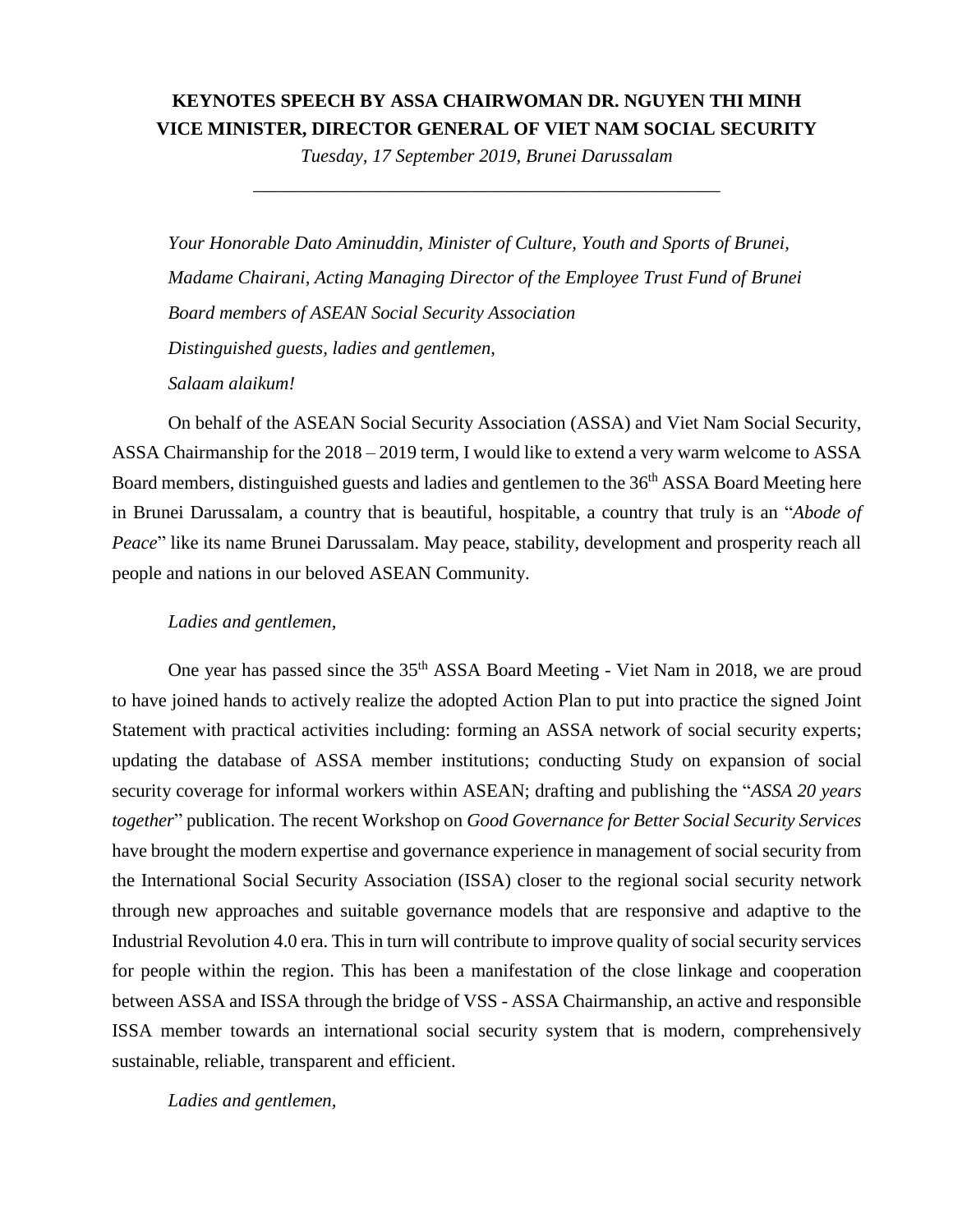**KEYNOTES SPEECH BY ASSA CHAIRWOMAN DR. NGUYEN THI MINH VICE MINISTER, DIRECTOR GENERAL OF VIET NAM SOCIAL SECURITY**

*Tuesday, 17 September 2019, Brunei Darussalam*

---

*Your Honorable Dato Aminuddin, Minister of Culture, Youth and Sports of Brunei,*

*Madame Chairani, Acting Managing Director of the Employee Trust Fund of Brunei*

*Board members of ASEAN Social Security Association*

*Distinguished guests, ladies and gentlemen,*

*Salaam alaikum!*

On behalf of the ASEAN Social Security Association (ASSA) and Viet Nam Social Security, ASSA Chairmanship for the 2018 – 2019 term, I would like to extend a very warm welcome to ASSA Board members, distinguished guests and ladies and gentlemen to the 36th ASSA Board Meeting here in Brunei Darussalam, a country that is beautiful, hospitable, a country that truly is an "*Abode of Peace*" like its name Brunei Darussalam. May peace, stability, development and prosperity reach all people and nations in our beloved ASEAN Community.

*Ladies and gentlemen,*

One year has passed since the 35th ASSA Board Meeting - Viet Nam in 2018, we are proud to have joined hands to actively realize the adopted Action Plan to put into practice the signed Joint Statement with practical activities including: forming an ASSA network of social security experts; updating the database of ASSA member institutions; conducting Study on expansion of social security coverage for informal workers within ASEAN; drafting and publishing the "*ASSA 20 years together*" publication. The recent Workshop on *Good Governance for Better Social Security Services* have brought the modern expertise and governance experience in management of social security from the International Social Security Association (ISSA) closer to the regional social security network through new approaches and suitable governance models that are responsive and adaptive to the Industrial Revolution 4.0 era. This in turn will contribute to improve quality of social security services for people within the region. This has been a manifestation of the close linkage and cooperation between ASSA and ISSA through the bridge of VSS - ASSA Chairmanship, an active and responsible ISSA member towards an international social security system that is modern, comprehensively sustainable, reliable, transparent and efficient.

*Ladies and gentlemen,*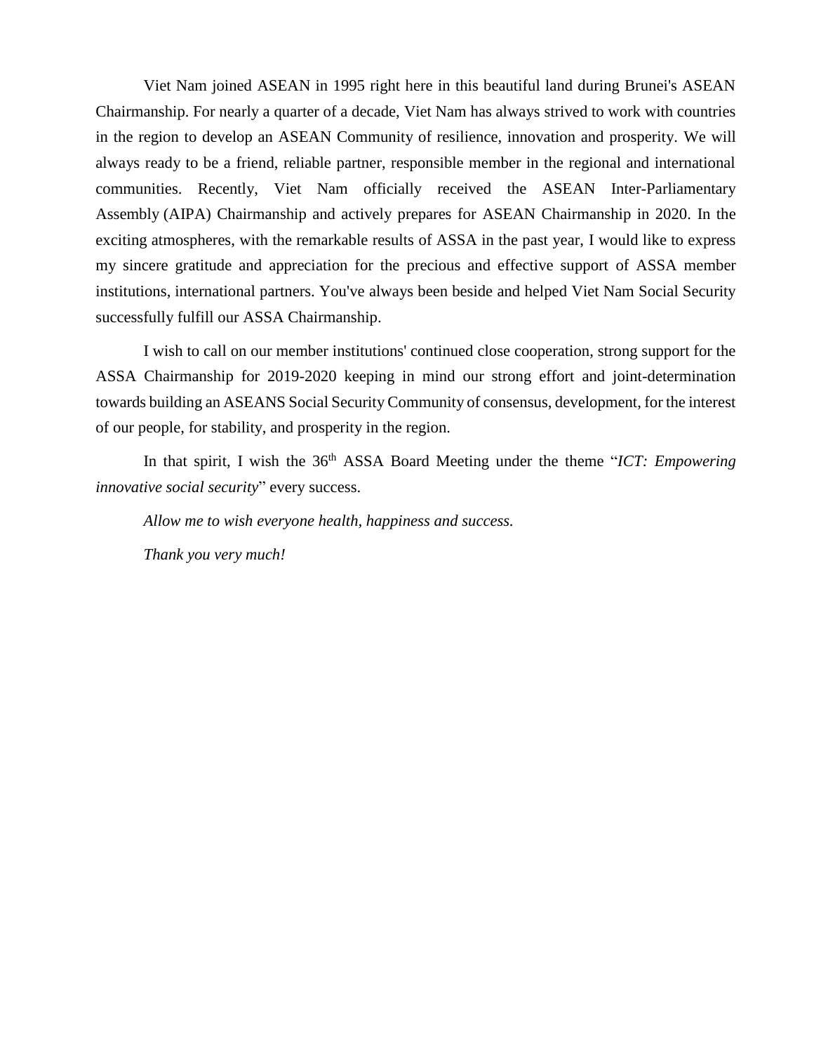Viet Nam joined ASEAN in 1995 right here in this beautiful land during Brunei's ASEAN Chairmanship. For nearly a quarter of a decade, Viet Nam has always strived to work with countries in the region to develop an ASEAN Community of resilience, innovation and prosperity. We will always ready to be a friend, reliable partner, responsible member in the regional and international communities. Recently, Viet Nam officially received the ASEAN Inter-Parliamentary Assembly (AIPA) Chairmanship and actively prepares for ASEAN Chairmanship in 2020. In the exciting atmospheres, with the remarkable results of ASSA in the past year, I would like to express my sincere gratitude and appreciation for the precious and effective support of ASSA member institutions, international partners. You've always been beside and helped Viet Nam Social Security successfully fulfill our ASSA Chairmanship.

I wish to call on our member institutions' continued close cooperation, strong support for the ASSA Chairmanship for 2019-2020 keeping in mind our strong effort and joint-determination towards building an ASEANS Social Security Community of consensus, development, for the interest of our people, for stability, and prosperity in the region.

In that spirit, I wish the 36th ASSA Board Meeting under the theme "*ICT: Empowering innovative social security*" every success.

*Allow me to wish everyone health, happiness and success.*

*Thank you very much!*